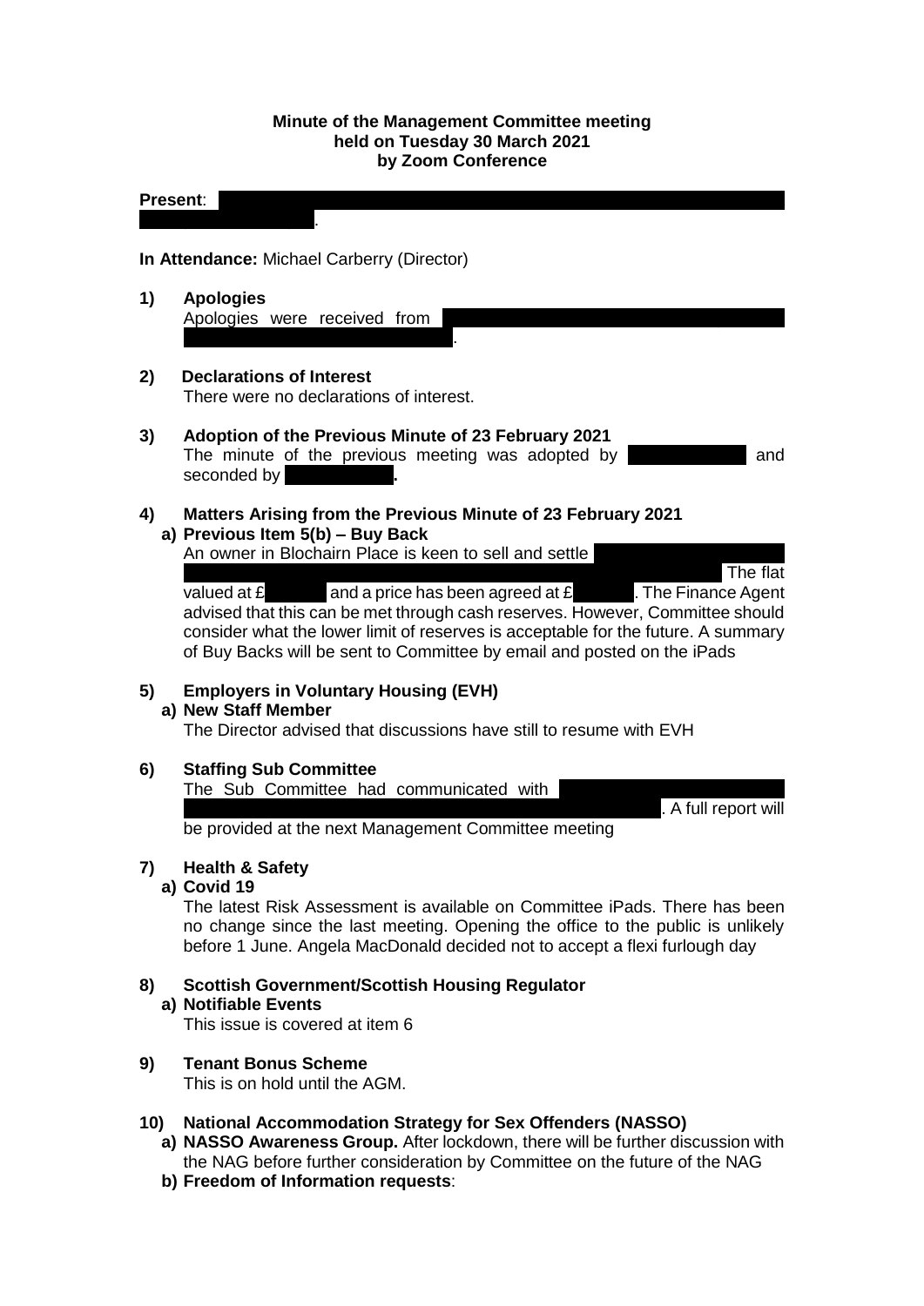**Minute of the Management Committee meeting held on Tuesday 30 March 2021 by Zoom Conference**

**Present**: .

**In Attendance:** Michael Carberry (Director)

**1) Apologies**

Apologies were received from .

**2) Declarations of Interest**

There were no declarations of interest.

**3) Adoption of the Previous Minute of 23 February 2021**

The minute of the previous meeting was adopted by and seconded by .

**4) Matters Arising from the Previous Minute of 23 February 2021**

**a) Previous Item 5(b) – Buy Back**

An owner in Blochairn Place is keen to sell and settle The flat valued at £ and a price has been agreed at £ . The Finance Agent advised that this can be met through cash reserves. However, Committee should consider what the lower limit of reserves is acceptable for the future. A summary of Buy Backs will be sent to Committee by email and posted on the iPads

**5) Employers in Voluntary Housing (EVH)**

**a) New Staff Member**

The Director advised that discussions have still to resume with EVH

**6) Staffing Sub Committee**

The Sub Committee had communicated with . A full report will be provided at the next Management Committee meeting

**7) Health & Safety**

**a) Covid 19**

The latest Risk Assessment is available on Committee iPads. There has been no change since the last meeting. Opening the office to the public is unlikely before 1 June. Angela MacDonald decided not to accept a flexi furlough day

**8) Scottish Government/Scottish Housing Regulator**

**a) Notifiable Events**

This issue is covered at item 6

**9) Tenant Bonus Scheme**

This is on hold until the AGM.

**10) National Accommodation Strategy for Sex Offenders (NASSO)**

**a) NASSO Awareness Group.** After lockdown, there will be further discussion with the NAG before further consideration by Committee on the future of the NAG

**b) Freedom of Information requests**: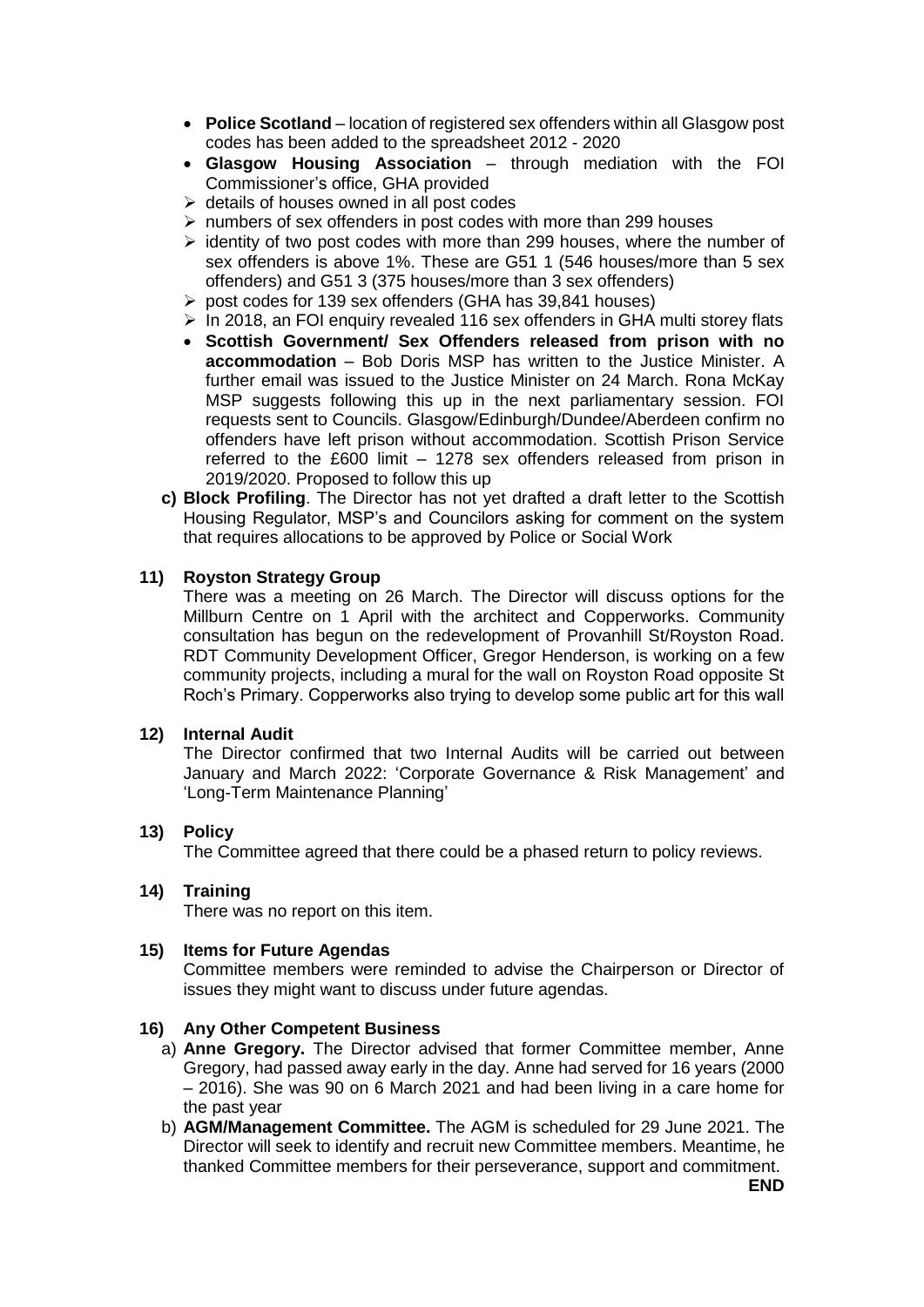- **Police Scotland** – location of registered sex offenders within all Glasgow post codes has been added to the spreadsheet 2012 - 2020
- **Glasgow Housing Association** – through mediation with the FOI Commissioner's office, GHA provided
  - ➢ details of houses owned in all post codes
  - ➢ numbers of sex offenders in post codes with more than 299 houses
  - ➢ identity of two post codes with more than 299 houses, where the number of sex offenders is above 1%. These are G51 1 (546 houses/more than 5 sex offenders) and G51 3 (375 houses/more than 3 sex offenders)
  - ➢ post codes for 139 sex offenders (GHA has 39,841 houses)
  - ➢ In 2018, an FOI enquiry revealed 116 sex offenders in GHA multi storey flats
- **Scottish Government/ Sex Offenders released from prison with no accommodation** – Bob Doris MSP has written to the Justice Minister. A further email was issued to the Justice Minister on 24 March. Rona McKay MSP suggests following this up in the next parliamentary session. FOI requests sent to Councils. Glasgow/Edinburgh/Dundee/Aberdeen confirm no offenders have left prison without accommodation. Scottish Prison Service referred to the £600 limit – 1278 sex offenders released from prison in 2019/2020. Proposed to follow this up

**c) Block Profiling**. The Director has not yet drafted a draft letter to the Scottish Housing Regulator, MSP's and Councilors asking for comment on the system that requires allocations to be approved by Police or Social Work

**11) Royston Strategy Group**

There was a meeting on 26 March. The Director will discuss options for the Millburn Centre on 1 April with the architect and Copperworks. Community consultation has begun on the redevelopment of Provanhill St/Royston Road. RDT Community Development Officer, Gregor Henderson, is working on a few community projects, including a mural for the wall on Royston Road opposite St Roch's Primary. Copperworks also trying to develop some public art for this wall

**12) Internal Audit**

The Director confirmed that two Internal Audits will be carried out between January and March 2022: 'Corporate Governance & Risk Management' and 'Long-Term Maintenance Planning'

**13) Policy**

The Committee agreed that there could be a phased return to policy reviews.

**14) Training**

There was no report on this item.

**15) Items for Future Agendas**

Committee members were reminded to advise the Chairperson or Director of issues they might want to discuss under future agendas.

**16) Any Other Competent Business**

a) **Anne Gregory.** The Director advised that former Committee member, Anne Gregory, had passed away early in the day. Anne had served for 16 years (2000 – 2016). She was 90 on 6 March 2021 and had been living in a care home for the past year

b) **AGM/Management Committee.** The AGM is scheduled for 29 June 2021. The Director will seek to identify and recruit new Committee members. Meantime, he thanked Committee members for their perseverance, support and commitment.

**END**